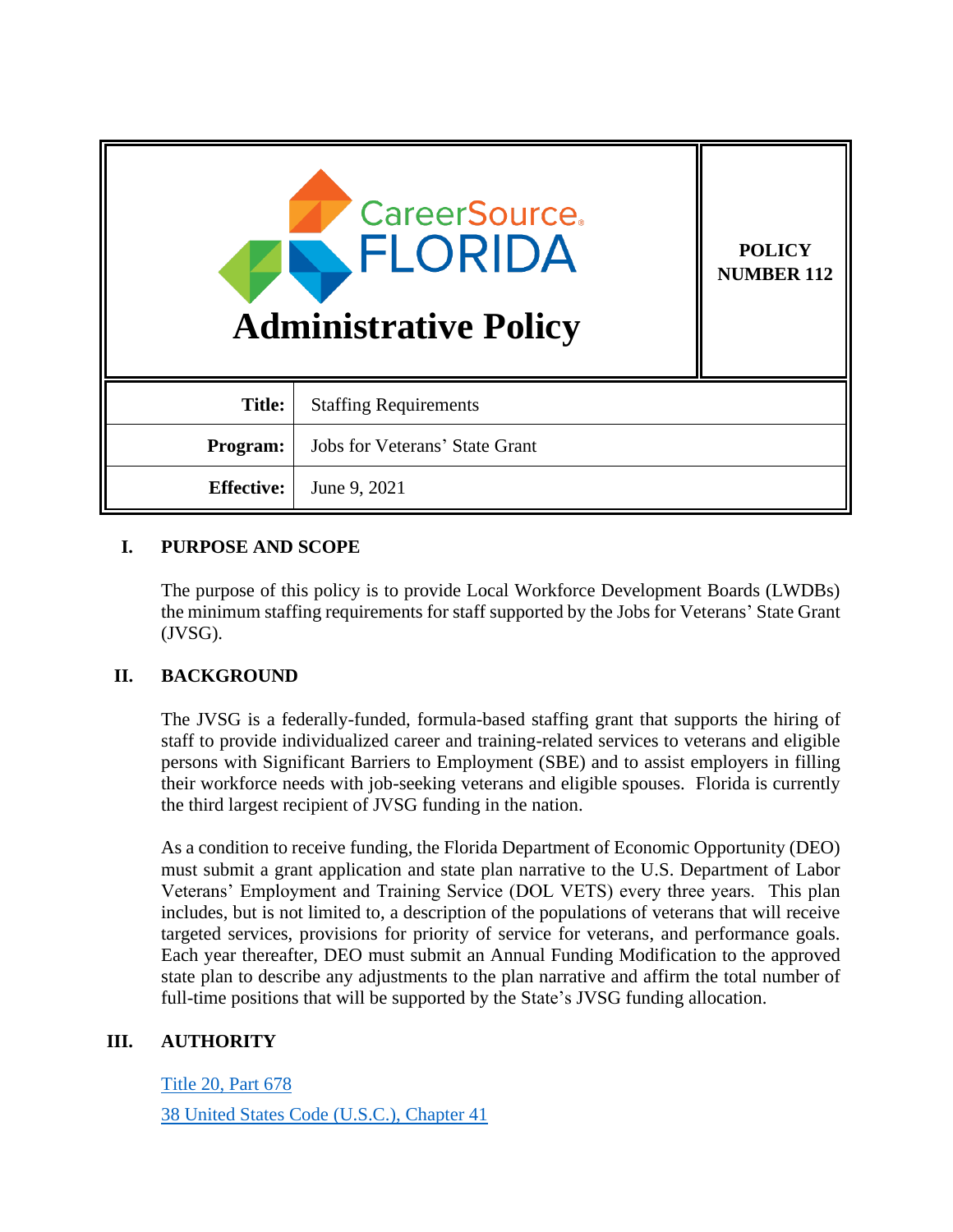CareerSource FLORIDA

# Administrative Policy

**POLICY NUMBER 112**

| **Title:** | Staffing Requirements |
|---|---|
| **Program:** | Jobs for Veterans' State Grant |
| **Effective:** | June 9, 2021 |

## I. PURPOSE AND SCOPE

The purpose of this policy is to provide Local Workforce Development Boards (LWDBs) the minimum staffing requirements for staff supported by the Jobs for Veterans' State Grant (JVSG).

## II. BACKGROUND

The JVSG is a federally-funded, formula-based staffing grant that supports the hiring of staff to provide individualized career and training-related services to veterans and eligible persons with Significant Barriers to Employment (SBE) and to assist employers in filling their workforce needs with job-seeking veterans and eligible spouses. Florida is currently the third largest recipient of JVSG funding in the nation.

As a condition to receive funding, the Florida Department of Economic Opportunity (DEO) must submit a grant application and state plan narrative to the U.S. Department of Labor Veterans' Employment and Training Service (DOL VETS) every three years. This plan includes, but is not limited to, a description of the populations of veterans that will receive targeted services, provisions for priority of service for veterans, and performance goals. Each year thereafter, DEO must submit an Annual Funding Modification to the approved state plan to describe any adjustments to the plan narrative and affirm the total number of full-time positions that will be supported by the State's JVSG funding allocation.

## III. AUTHORITY

Title 20, Part 678

38 United States Code (U.S.C.), Chapter 41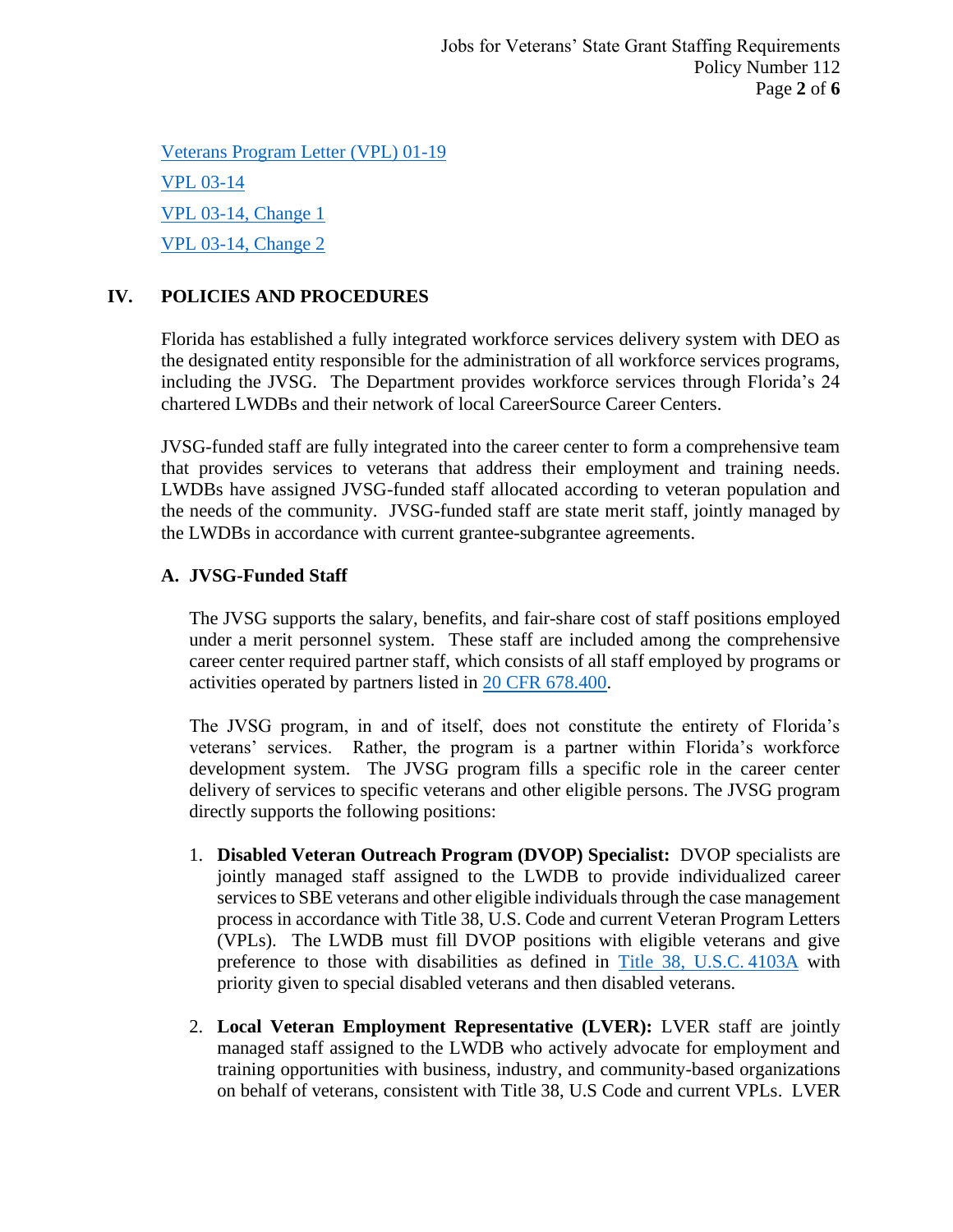Veterans Program Letter (VPL) 01-19

VPL 03-14

VPL 03-14, Change 1

VPL 03-14, Change 2

## IV. POLICIES AND PROCEDURES

Florida has established a fully integrated workforce services delivery system with DEO as the designated entity responsible for the administration of all workforce services programs, including the JVSG. The Department provides workforce services through Florida's 24 chartered LWDBs and their network of local CareerSource Career Centers.

JVSG-funded staff are fully integrated into the career center to form a comprehensive team that provides services to veterans that address their employment and training needs. LWDBs have assigned JVSG-funded staff allocated according to veteran population and the needs of the community. JVSG-funded staff are state merit staff, jointly managed by the LWDBs in accordance with current grantee-subgrantee agreements.

### A. JVSG-Funded Staff

The JVSG supports the salary, benefits, and fair-share cost of staff positions employed under a merit personnel system. These staff are included among the comprehensive career center required partner staff, which consists of all staff employed by programs or activities operated by partners listed in 20 CFR 678.400.

The JVSG program, in and of itself, does not constitute the entirety of Florida's veterans' services. Rather, the program is a partner within Florida's workforce development system. The JVSG program fills a specific role in the career center delivery of services to specific veterans and other eligible persons. The JVSG program directly supports the following positions:

1. **Disabled Veteran Outreach Program (DVOP) Specialist:** DVOP specialists are jointly managed staff assigned to the LWDB to provide individualized career services to SBE veterans and other eligible individuals through the case management process in accordance with Title 38, U.S. Code and current Veteran Program Letters (VPLs). The LWDB must fill DVOP positions with eligible veterans and give preference to those with disabilities as defined in Title 38, U.S.C. 4103A with priority given to special disabled veterans and then disabled veterans.

2. **Local Veteran Employment Representative (LVER):** LVER staff are jointly managed staff assigned to the LWDB who actively advocate for employment and training opportunities with business, industry, and community-based organizations on behalf of veterans, consistent with Title 38, U.S Code and current VPLs. LVER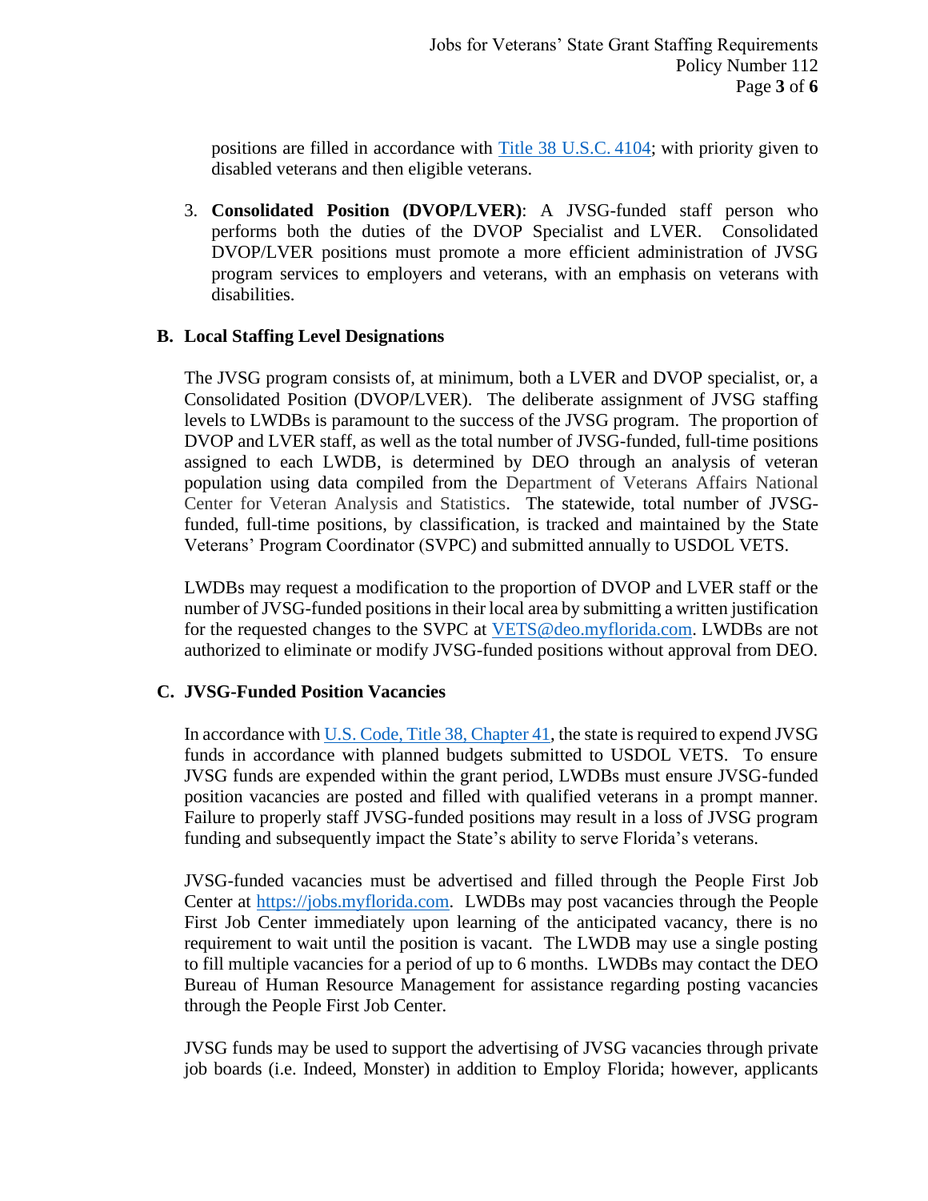positions are filled in accordance with [Title 38 U.S.C. 4104](); with priority given to disabled veterans and then eligible veterans.

3. **Consolidated Position (DVOP/LVER)**: A JVSG-funded staff person who performs both the duties of the DVOP Specialist and LVER. Consolidated DVOP/LVER positions must promote a more efficient administration of JVSG program services to employers and veterans, with an emphasis on veterans with disabilities.

## B. Local Staffing Level Designations

The JVSG program consists of, at minimum, both a LVER and DVOP specialist, or, a Consolidated Position (DVOP/LVER). The deliberate assignment of JVSG staffing levels to LWDBs is paramount to the success of the JVSG program. The proportion of DVOP and LVER staff, as well as the total number of JVSG-funded, full-time positions assigned to each LWDB, is determined by DEO through an analysis of veteran population using data compiled from the Department of Veterans Affairs National Center for Veteran Analysis and Statistics. The statewide, total number of JVSG-funded, full-time positions, by classification, is tracked and maintained by the State Veterans' Program Coordinator (SVPC) and submitted annually to USDOL VETS.

LWDBs may request a modification to the proportion of DVOP and LVER staff or the number of JVSG-funded positions in their local area by submitting a written justification for the requested changes to the SVPC at VETS@deo.myflorida.com. LWDBs are not authorized to eliminate or modify JVSG-funded positions without approval from DEO.

## C. JVSG-Funded Position Vacancies

In accordance with [U.S. Code, Title 38, Chapter 41](), the state is required to expend JVSG funds in accordance with planned budgets submitted to USDOL VETS. To ensure JVSG funds are expended within the grant period, LWDBs must ensure JVSG-funded position vacancies are posted and filled with qualified veterans in a prompt manner. Failure to properly staff JVSG-funded positions may result in a loss of JVSG program funding and subsequently impact the State's ability to serve Florida's veterans.

JVSG-funded vacancies must be advertised and filled through the People First Job Center at https://jobs.myflorida.com. LWDBs may post vacancies through the People First Job Center immediately upon learning of the anticipated vacancy, there is no requirement to wait until the position is vacant. The LWDB may use a single posting to fill multiple vacancies for a period of up to 6 months. LWDBs may contact the DEO Bureau of Human Resource Management for assistance regarding posting vacancies through the People First Job Center.

JVSG funds may be used to support the advertising of JVSG vacancies through private job boards (i.e. Indeed, Monster) in addition to Employ Florida; however, applicants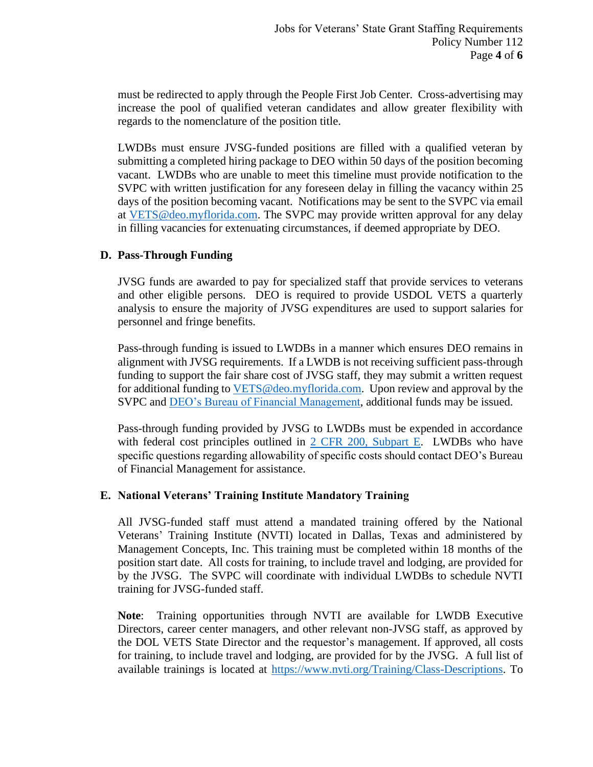must be redirected to apply through the People First Job Center. Cross-advertising may increase the pool of qualified veteran candidates and allow greater flexibility with regards to the nomenclature of the position title.

LWDBs must ensure JVSG-funded positions are filled with a qualified veteran by submitting a completed hiring package to DEO within 50 days of the position becoming vacant. LWDBs who are unable to meet this timeline must provide notification to the SVPC with written justification for any foreseen delay in filling the vacancy within 25 days of the position becoming vacant. Notifications may be sent to the SVPC via email at [VETS@deo.myflorida.com](mailto:VETS@deo.myflorida.com). The SVPC may provide written approval for any delay in filling vacancies for extenuating circumstances, if deemed appropriate by DEO.

## D. Pass-Through Funding

JVSG funds are awarded to pay for specialized staff that provide services to veterans and other eligible persons. DEO is required to provide USDOL VETS a quarterly analysis to ensure the majority of JVSG expenditures are used to support salaries for personnel and fringe benefits.

Pass-through funding is issued to LWDBs in a manner which ensures DEO remains in alignment with JVSG requirements. If a LWDB is not receiving sufficient pass-through funding to support the fair share cost of JVSG staff, they may submit a written request for additional funding to [VETS@deo.myflorida.com](mailto:VETS@deo.myflorida.com). Upon review and approval by the SVPC and DEO's Bureau of Financial Management, additional funds may be issued.

Pass-through funding provided by JVSG to LWDBs must be expended in accordance with federal cost principles outlined in 2 CFR 200, Subpart E. LWDBs who have specific questions regarding allowability of specific costs should contact DEO's Bureau of Financial Management for assistance.

## E. National Veterans' Training Institute Mandatory Training

All JVSG-funded staff must attend a mandated training offered by the National Veterans' Training Institute (NVTI) located in Dallas, Texas and administered by Management Concepts, Inc. This training must be completed within 18 months of the position start date. All costs for training, to include travel and lodging, are provided for by the JVSG. The SVPC will coordinate with individual LWDBs to schedule NVTI training for JVSG-funded staff.

**Note**: Training opportunities through NVTI are available for LWDB Executive Directors, career center managers, and other relevant non-JVSG staff, as approved by the DOL VETS State Director and the requestor's management. If approved, all costs for training, to include travel and lodging, are provided for by the JVSG. A full list of available trainings is located at https://www.nvti.org/Training/Class-Descriptions. To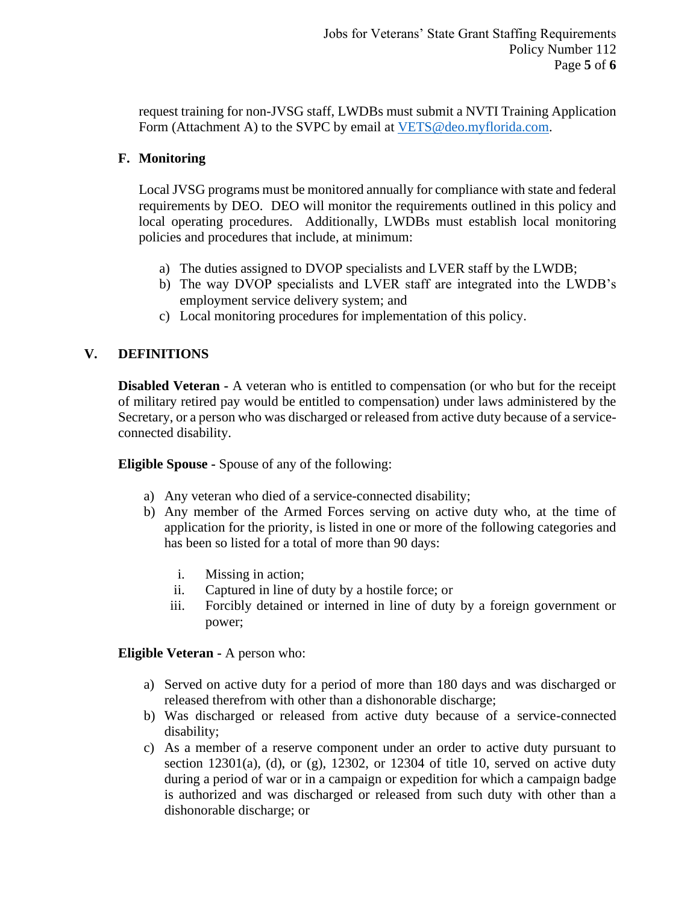request training for non-JVSG staff, LWDBs must submit a NVTI Training Application Form (Attachment A) to the SVPC by email at VETS@deo.myflorida.com.

### F. Monitoring

Local JVSG programs must be monitored annually for compliance with state and federal requirements by DEO. DEO will monitor the requirements outlined in this policy and local operating procedures. Additionally, LWDBs must establish local monitoring policies and procedures that include, at minimum:

a) The duties assigned to DVOP specialists and LVER staff by the LWDB;
b) The way DVOP specialists and LVER staff are integrated into the LWDB's employment service delivery system; and
c) Local monitoring procedures for implementation of this policy.

## V. DEFINITIONS

**Disabled Veteran -** A veteran who is entitled to compensation (or who but for the receipt of military retired pay would be entitled to compensation) under laws administered by the Secretary, or a person who was discharged or released from active duty because of a service-connected disability.

**Eligible Spouse -** Spouse of any of the following:

a) Any veteran who died of a service-connected disability;
b) Any member of the Armed Forces serving on active duty who, at the time of application for the priority, is listed in one or more of the following categories and has been so listed for a total of more than 90 days:
   i. Missing in action;
   ii. Captured in line of duty by a hostile force; or
   iii. Forcibly detained or interned in line of duty by a foreign government or power;

**Eligible Veteran -** A person who:

a) Served on active duty for a period of more than 180 days and was discharged or released therefrom with other than a dishonorable discharge;
b) Was discharged or released from active duty because of a service-connected disability;
c) As a member of a reserve component under an order to active duty pursuant to section 12301(a), (d), or (g), 12302, or 12304 of title 10, served on active duty during a period of war or in a campaign or expedition for which a campaign badge is authorized and was discharged or released from such duty with other than a dishonorable discharge; or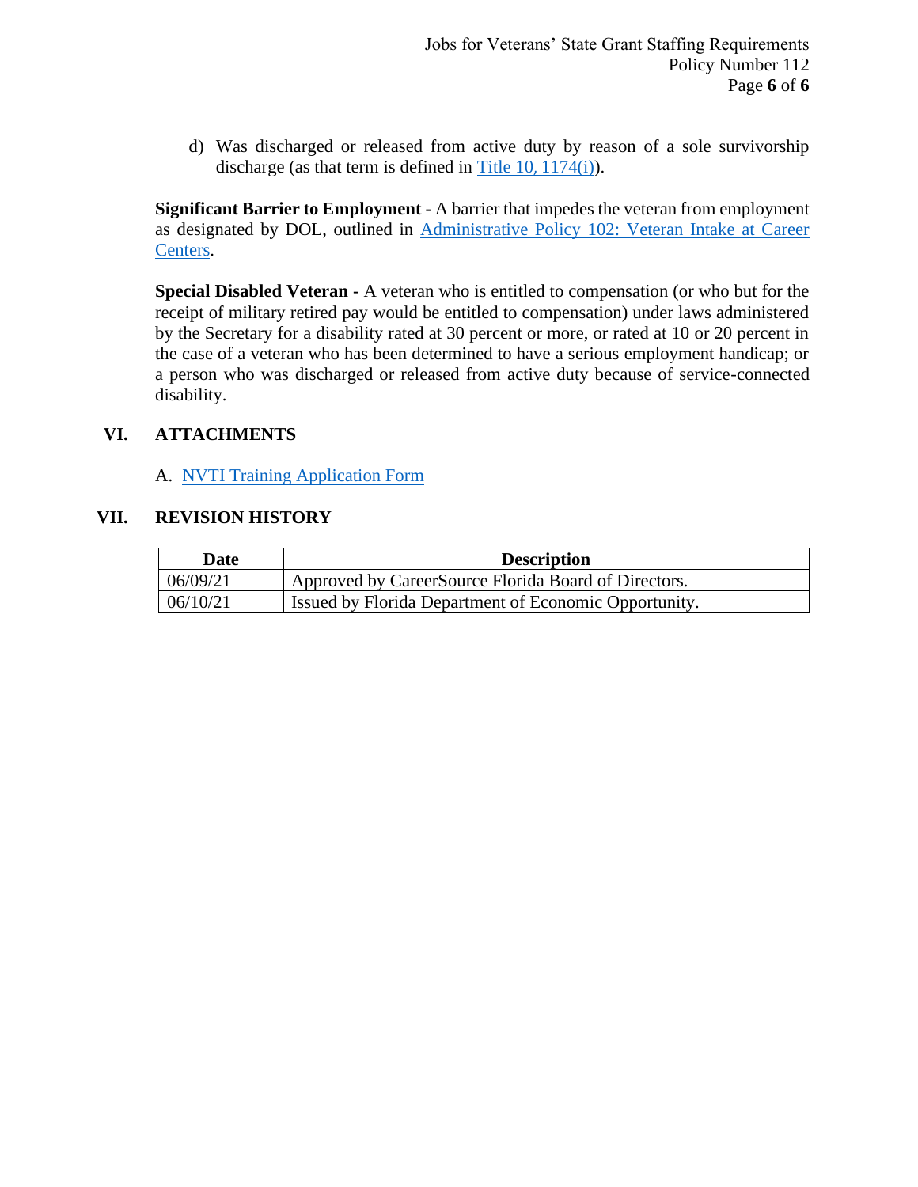d) Was discharged or released from active duty by reason of a sole survivorship discharge (as that term is defined in Title 10, 1174(i)).

**Significant Barrier to Employment -** A barrier that impedes the veteran from employment as designated by DOL, outlined in Administrative Policy 102: Veteran Intake at Career Centers.

**Special Disabled Veteran -** A veteran who is entitled to compensation (or who but for the receipt of military retired pay would be entitled to compensation) under laws administered by the Secretary for a disability rated at 30 percent or more, or rated at 10 or 20 percent in the case of a veteran who has been determined to have a serious employment handicap; or a person who was discharged or released from active duty because of service-connected disability.

## VI. ATTACHMENTS

A. NVTI Training Application Form

## VII. REVISION HISTORY

| Date | Description |
|---|---|
| 06/09/21 | Approved by CareerSource Florida Board of Directors. |
| 06/10/21 | Issued by Florida Department of Economic Opportunity. |